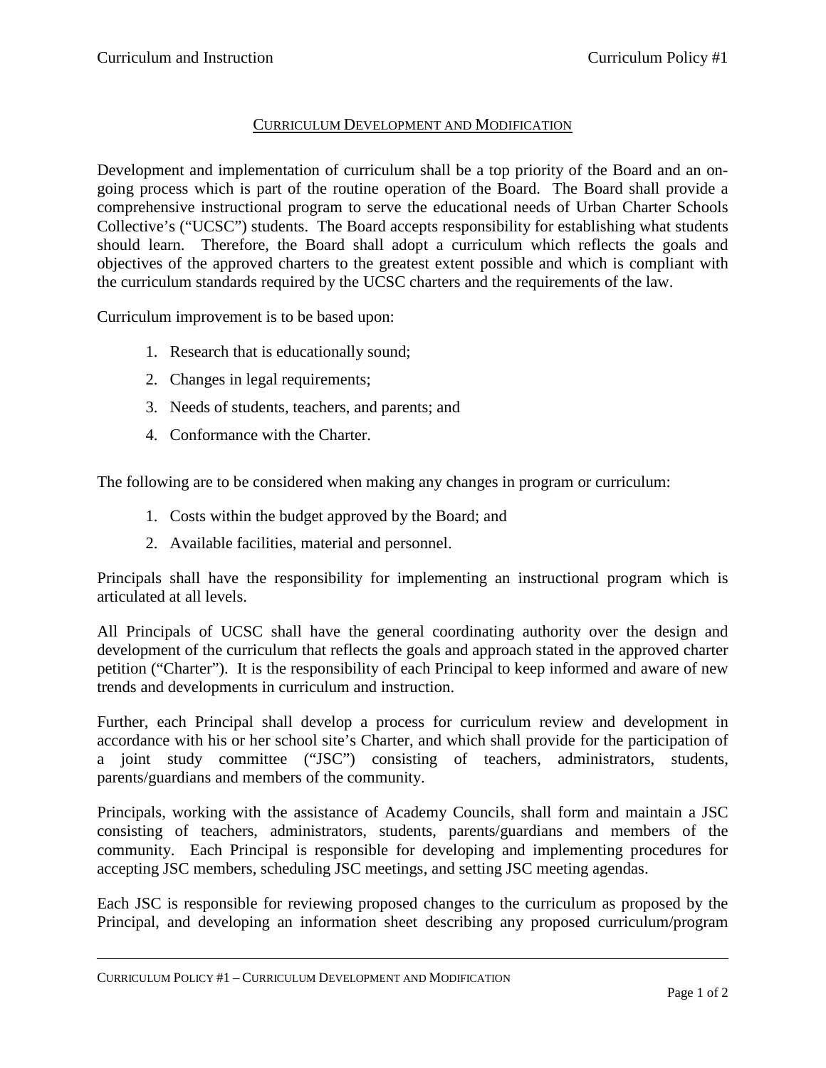## CURRICULUM DEVELOPMENT AND MODIFICATION

Development and implementation of curriculum shall be a top priority of the Board and an on-going process which is part of the routine operation of the Board. The Board shall provide a comprehensive instructional program to serve the educational needs of Urban Charter Schools Collective's ("UCSC") students. The Board accepts responsibility for establishing what students should learn. Therefore, the Board shall adopt a curriculum which reflects the goals and objectives of the approved charters to the greatest extent possible and which is compliant with the curriculum standards required by the UCSC charters and the requirements of the law.

Curriculum improvement is to be based upon:

1. Research that is educationally sound;
2. Changes in legal requirements;
3. Needs of students, teachers, and parents; and
4. Conformance with the Charter.

The following are to be considered when making any changes in program or curriculum:

1. Costs within the budget approved by the Board; and
2. Available facilities, material and personnel.

Principals shall have the responsibility for implementing an instructional program which is articulated at all levels.

All Principals of UCSC shall have the general coordinating authority over the design and development of the curriculum that reflects the goals and approach stated in the approved charter petition ("Charter"). It is the responsibility of each Principal to keep informed and aware of new trends and developments in curriculum and instruction.

Further, each Principal shall develop a process for curriculum review and development in accordance with his or her school site's Charter, and which shall provide for the participation of a joint study committee ("JSC") consisting of teachers, administrators, students, parents/guardians and members of the community.

Principals, working with the assistance of Academy Councils, shall form and maintain a JSC consisting of teachers, administrators, students, parents/guardians and members of the community. Each Principal is responsible for developing and implementing procedures for accepting JSC members, scheduling JSC meetings, and setting JSC meeting agendas.

Each JSC is responsible for reviewing proposed changes to the curriculum as proposed by the Principal, and developing an information sheet describing any proposed curriculum/program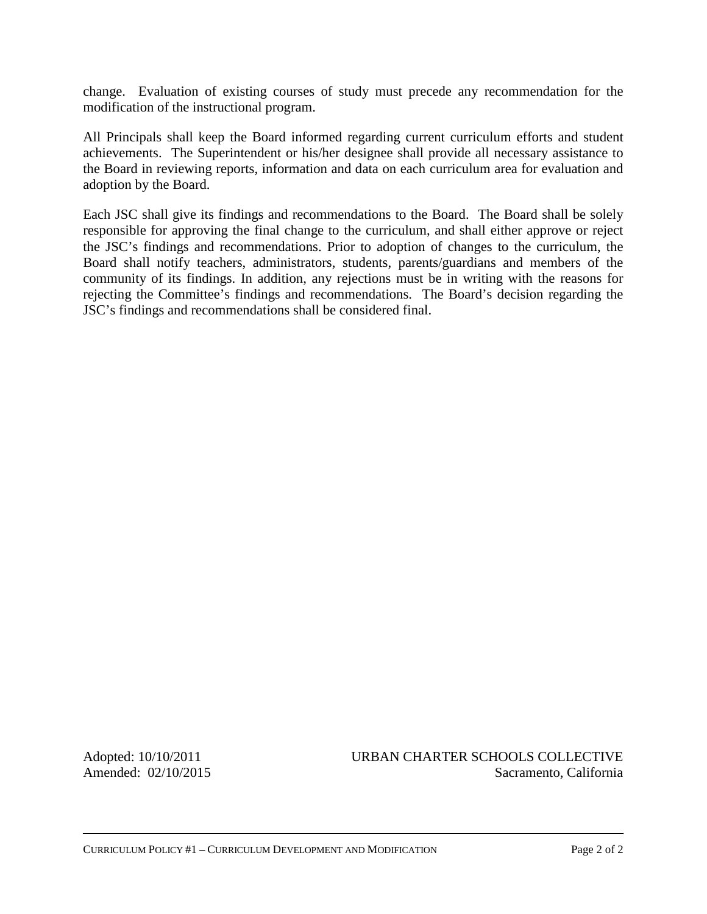change. Evaluation of existing courses of study must precede any recommendation for the modification of the instructional program.

All Principals shall keep the Board informed regarding current curriculum efforts and student achievements. The Superintendent or his/her designee shall provide all necessary assistance to the Board in reviewing reports, information and data on each curriculum area for evaluation and adoption by the Board.

Each JSC shall give its findings and recommendations to the Board. The Board shall be solely responsible for approving the final change to the curriculum, and shall either approve or reject the JSC's findings and recommendations. Prior to adoption of changes to the curriculum, the Board shall notify teachers, administrators, students, parents/guardians and members of the community of its findings. In addition, any rejections must be in writing with the reasons for rejecting the Committee's findings and recommendations. The Board's decision regarding the JSC's findings and recommendations shall be considered final.

Adopted: 10/10/2011
Amended: 02/10/2015

URBAN CHARTER SCHOOLS COLLECTIVE
Sacramento, California